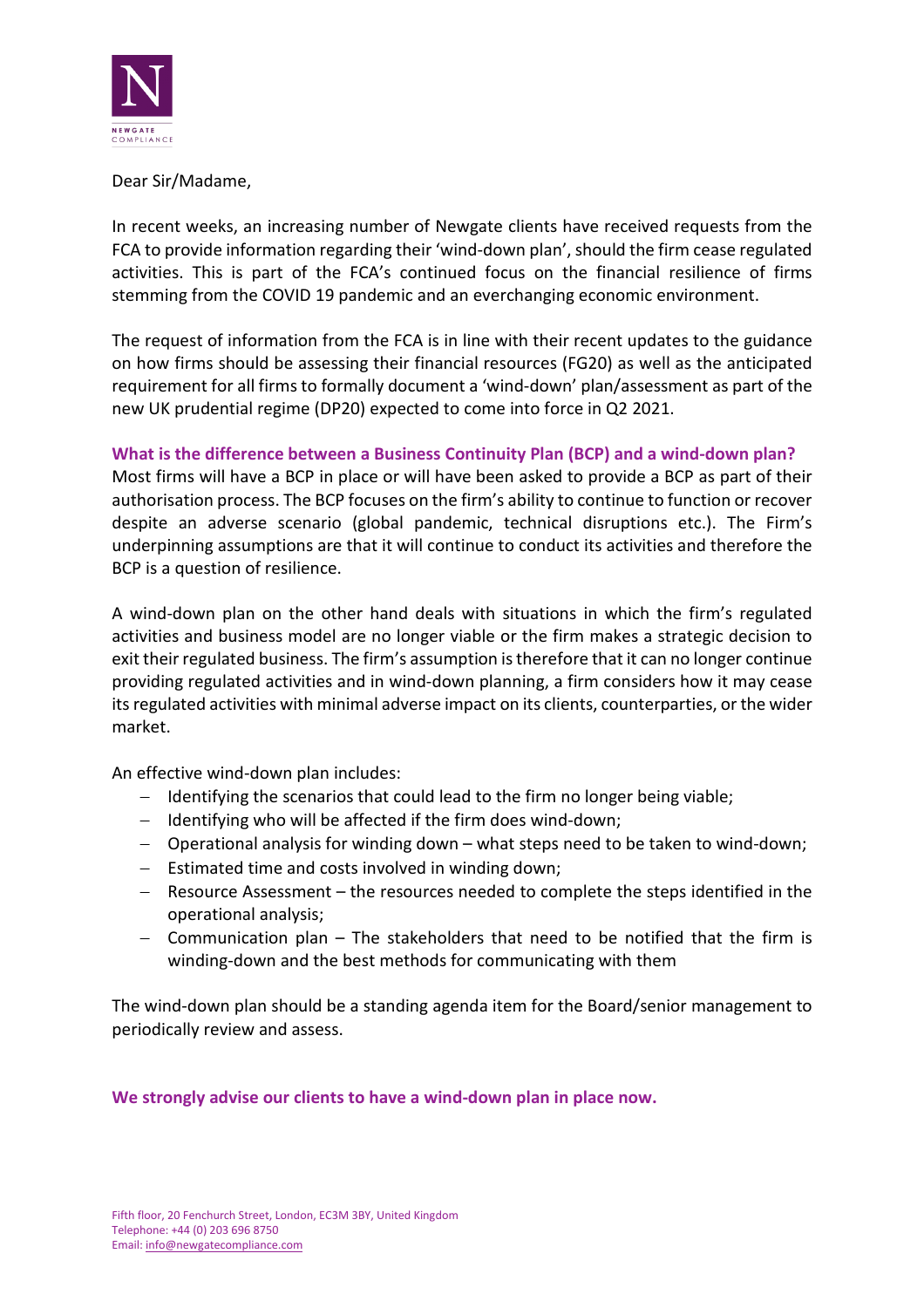NEWGATE COMPLIANCE

Dear Sir/Madame,

In recent weeks, an increasing number of Newgate clients have received requests from the FCA to provide information regarding their 'wind-down plan', should the firm cease regulated activities. This is part of the FCA's continued focus on the financial resilience of firms stemming from the COVID 19 pandemic and an everchanging economic environment.

The request of information from the FCA is in line with their recent updates to the guidance on how firms should be assessing their financial resources (FG20) as well as the anticipated requirement for all firms to formally document a 'wind-down' plan/assessment as part of the new UK prudential regime (DP20) expected to come into force in Q2 2021.

**What is the difference between a Business Continuity Plan (BCP) and a wind-down plan?**

Most firms will have a BCP in place or will have been asked to provide a BCP as part of their authorisation process. The BCP focuses on the firm's ability to continue to function or recover despite an adverse scenario (global pandemic, technical disruptions etc.). The Firm's underpinning assumptions are that it will continue to conduct its activities and therefore the BCP is a question of resilience.

A wind-down plan on the other hand deals with situations in which the firm's regulated activities and business model are no longer viable or the firm makes a strategic decision to exit their regulated business. The firm's assumption is therefore that it can no longer continue providing regulated activities and in wind-down planning, a firm considers how it may cease its regulated activities with minimal adverse impact on its clients, counterparties, or the wider market.

An effective wind-down plan includes:

- Identifying the scenarios that could lead to the firm no longer being viable;
- Identifying who will be affected if the firm does wind-down;
- Operational analysis for winding down – what steps need to be taken to wind-down;
- Estimated time and costs involved in winding down;
- Resource Assessment – the resources needed to complete the steps identified in the operational analysis;
- Communication plan – The stakeholders that need to be notified that the firm is winding-down and the best methods for communicating with them

The wind-down plan should be a standing agenda item for the Board/senior management to periodically review and assess.

**We strongly advise our clients to have a wind-down plan in place now.**

Fifth floor, 20 Fenchurch Street, London, EC3M 3BY, United Kingdom
Telephone: +44 (0) 203 696 8750
Email: info@newgatecompliance.com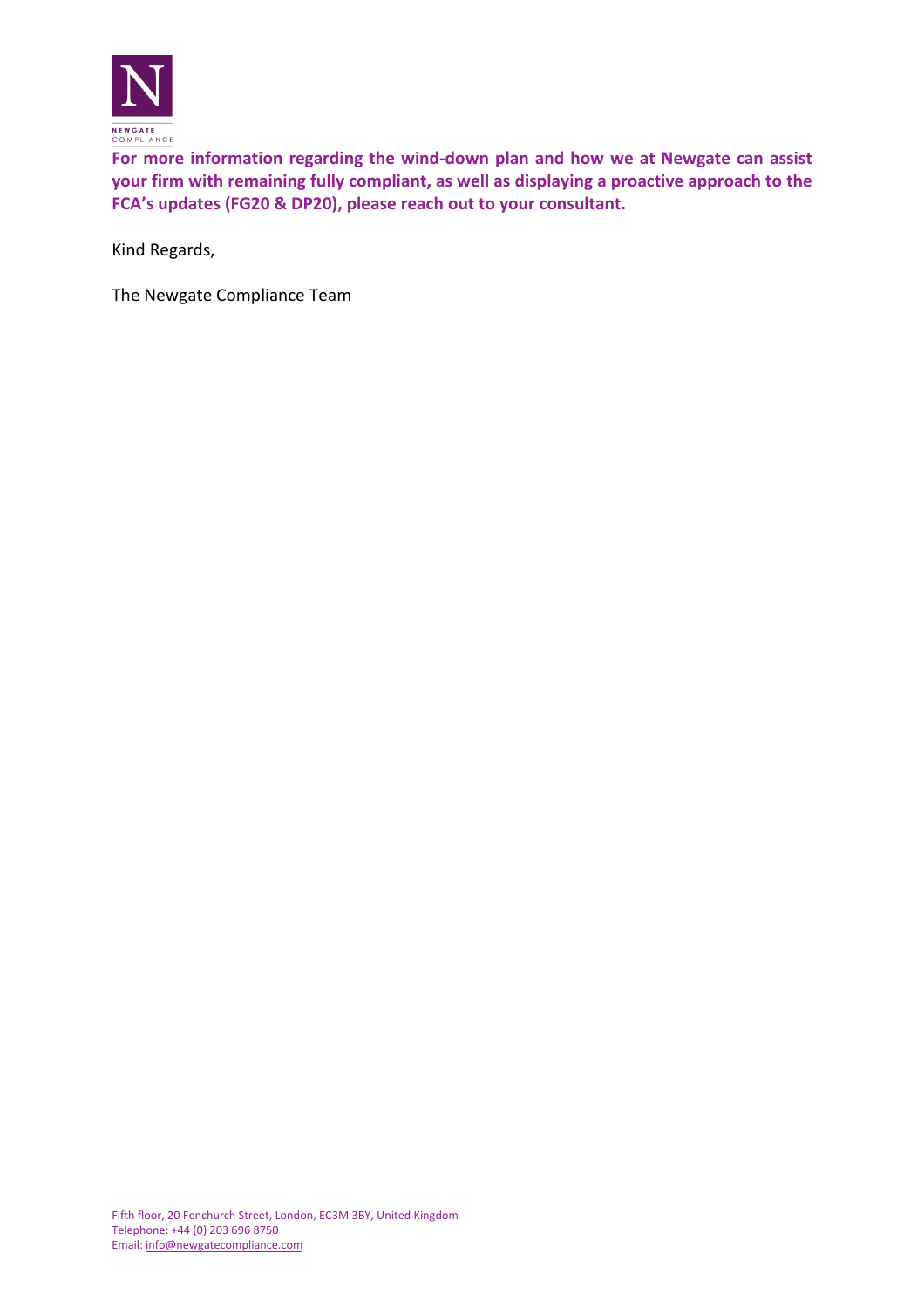**For more information regarding the wind-down plan and how we at Newgate can assist your firm with remaining fully compliant, as well as displaying a proactive approach to the FCA's updates (FG20 & DP20), please reach out to your consultant.**

Kind Regards,

The Newgate Compliance Team

Fifth floor, 20 Fenchurch Street, London, EC3M 3BY, United Kingdom
Telephone: +44 (0) 203 696 8750
Email: info@newgatecompliance.com